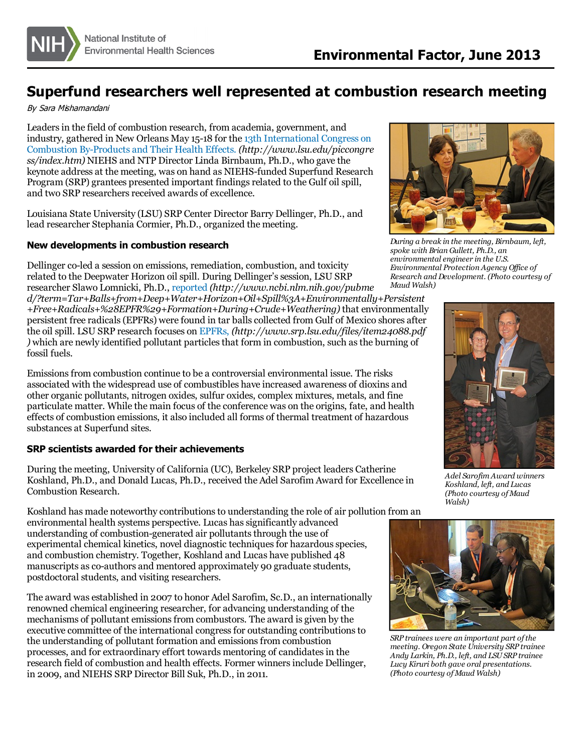# Superfund researchers well represented at combustion research meeting

*By Sara Mishamandani*

Leaders in the field of combustion research, from academia, government, and industry, gathered in New Orleans May 15-18 for the 13th International Congress on Combustion By-Products and Their Health Effects. *(http://www.lsu.edu/piccongress/index.htm)* NIEHS and NTP Director Linda Birnbaum, Ph.D., who gave the keynote address at the meeting, was on hand as NIEHS-funded Superfund Research Program (SRP) grantees presented important findings related to the Gulf oil spill, and two SRP researchers received awards of excellence.

Louisiana State University (LSU) SRP Center Director Barry Dellinger, Ph.D., and lead researcher Stephania Cormier, Ph.D., organized the meeting.

*During a break in the meeting, Birnbaum, left, spoke with Brian Gullett, Ph.D., an environmental engineer in the U.S. Environmental Protection Agency Office of Research and Development. (Photo courtesy of Maud Walsh)*

### New developments in combustion research

Dellinger co-led a session on emissions, remediation, combustion, and toxicity related to the Deepwater Horizon oil spill. During Dellinger's session, LSU SRP researcher Slawo Lomnicki, Ph.D., reported *(http://www.ncbi.nlm.nih.gov/pubmed/?term=Tar+Balls+from+Deep+Water+Horizon+Oil+Spill%3A+Environmentally+Persistent+Free+Radicals+%28EPFR%29+Formation+During+Crude+Weathering)* that environmentally persistent free radicals (EPFRs) were found in tar balls collected from Gulf of Mexico shores after the oil spill. LSU SRP research focuses on EPFRs, *(http://www.srp.lsu.edu/files/item24088.pdf)* which are newly identified pollutant particles that form in combustion, such as the burning of fossil fuels.

Emissions from combustion continue to be a controversial environmental issue. The risks associated with the widespread use of combustibles have increased awareness of dioxins and other organic pollutants, nitrogen oxides, sulfur oxides, complex mixtures, metals, and fine particulate matter. While the main focus of the conference was on the origins, fate, and health effects of combustion emissions, it also included all forms of thermal treatment of hazardous substances at Superfund sites.

*Adel Sarofim Award winners Koshland, left, and Lucas (Photo courtesy of Maud Walsh)*

### SRP scientists awarded for their achievements

During the meeting, University of California (UC), Berkeley SRP project leaders Catherine Koshland, Ph.D., and Donald Lucas, Ph.D., received the Adel Sarofim Award for Excellence in Combustion Research.

Koshland has made noteworthy contributions to understanding the role of air pollution from an environmental health systems perspective. Lucas has significantly advanced understanding of combustion-generated air pollutants through the use of experimental chemical kinetics, novel diagnostic techniques for hazardous species, and combustion chemistry. Together, Koshland and Lucas have published 48 manuscripts as co-authors and mentored approximately 90 graduate students, postdoctoral students, and visiting researchers.

The award was established in 2007 to honor Adel Sarofim, Sc.D., an internationally renowned chemical engineering researcher, for advancing understanding of the mechanisms of pollutant emissions from combustors. The award is given by the executive committee of the international congress for outstanding contributions to the understanding of pollutant formation and emissions from combustion processes, and for extraordinary effort towards mentoring of candidates in the research field of combustion and health effects. Former winners include Dellinger, in 2009, and NIEHS SRP Director Bill Suk, Ph.D., in 2011.

*SRP trainees were an important part of the meeting. Oregon State University SRP trainee Andy Larkin, Ph.D., left, and LSU SRP trainee Lucy Kiruri both gave oral presentations. (Photo courtesy of Maud Walsh)*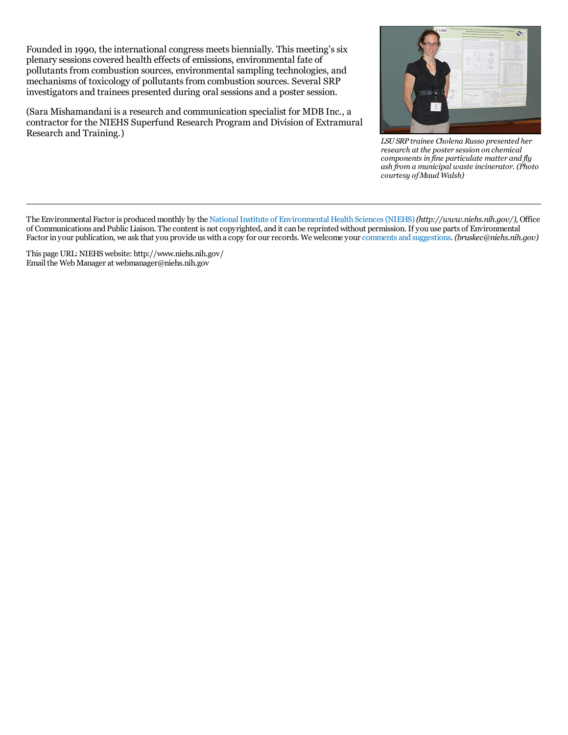Founded in 1990, the international congress meets biennially. This meeting's six plenary sessions covered health effects of emissions, environmental fate of pollutants from combustion sources, environmental sampling technologies, and mechanisms of toxicology of pollutants from combustion sources. Several SRP investigators and trainees presented during oral sessions and a poster session.

(Sara Mishamandani is a research and communication specialist for MDB Inc., a contractor for the NIEHS Superfund Research Program and Division of Extramural Research and Training.)

*LSU SRP trainee Cholena Russo presented her research at the poster session on chemical components in fine particulate matter and fly ash from a municipal waste incinerator. (Photo courtesy of Maud Walsh)*

---

The Environmental Factor is produced monthly by the National Institute of Environmental Health Sciences (NIEHS) *(http://www.niehs.nih.gov/)*, Office of Communications and Public Liaison. The content is not copyrighted, and it can be reprinted without permission. If you use parts of Environmental Factor in your publication, we ask that you provide us with a copy for our records. We welcome your comments and suggestions. *(bruskec@niehs.nih.gov)*

This page URL: NIEHS website: http://www.niehs.nih.gov/
Email the Web Manager at webmanager@niehs.nih.gov